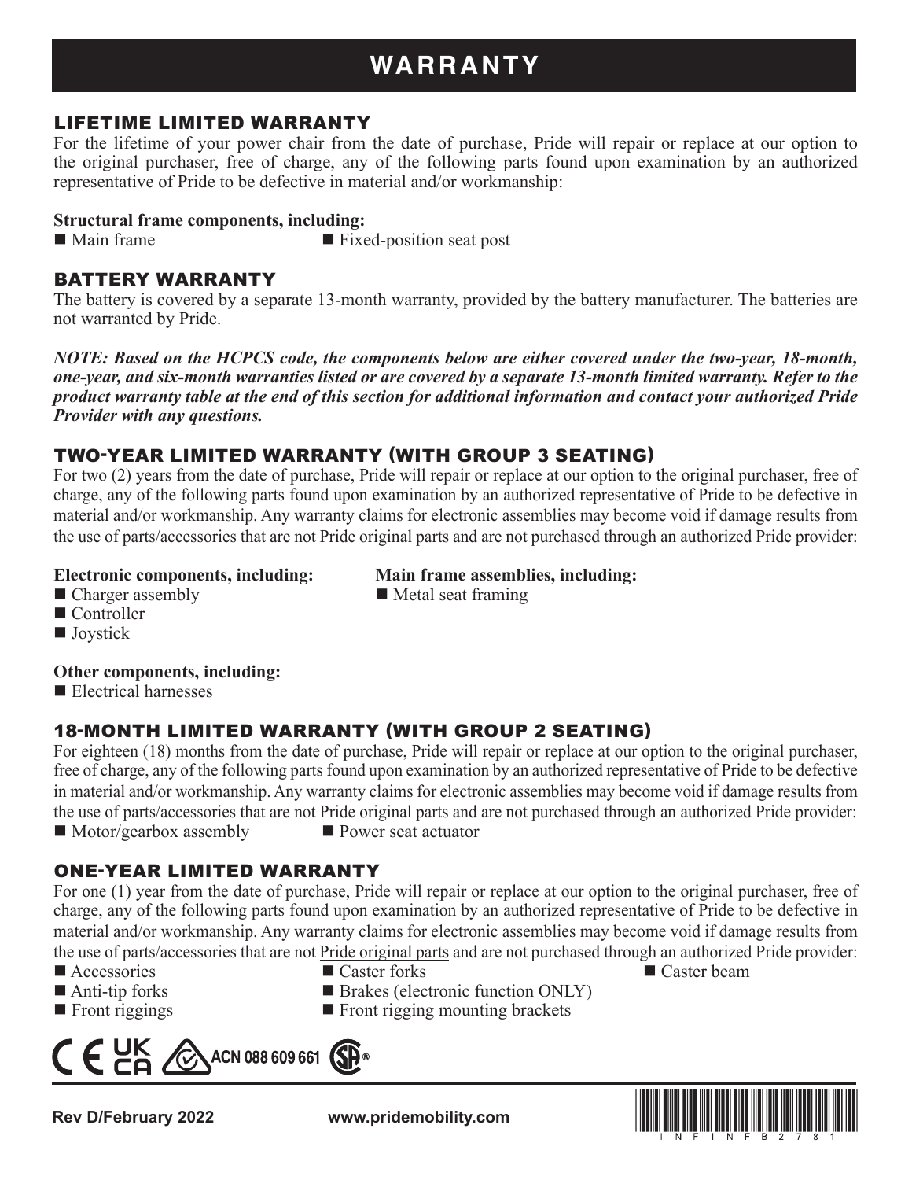# WARRANTY

## LIFETIME LIMITED WARRANTY

For the lifetime of your power chair from the date of purchase, Pride will repair or replace at our option to the original purchaser, free of charge, any of the following parts found upon examination by an authorized representative of Pride to be defective in material and/or workmanship:

**Structural frame components, including:**

- Main frame
- Fixed-position seat post

## BATTERY WARRANTY

The battery is covered by a separate 13-month warranty, provided by the battery manufacturer. The batteries are not warranted by Pride.

***NOTE: Based on the HCPCS code, the components below are either covered under the two-year, 18-month, one-year, and six-month warranties listed or are covered by a separate 13-month limited warranty. Refer to the product warranty table at the end of this section for additional information and contact your authorized Pride Provider with any questions.***

## TWO-YEAR LIMITED WARRANTY (WITH GROUP 3 SEATING)

For two (2) years from the date of purchase, Pride will repair or replace at our option to the original purchaser, free of charge, any of the following parts found upon examination by an authorized representative of Pride to be defective in material and/or workmanship. Any warranty claims for electronic assemblies may become void if damage results from the use of parts/accessories that are not Pride original parts and are not purchased through an authorized Pride provider:

**Electronic components, including:**

- Charger assembly
- Controller
- Joystick

**Main frame assemblies, including:**

- Metal seat framing

**Other components, including:**

- Electrical harnesses

## 18-MONTH LIMITED WARRANTY (WITH GROUP 2 SEATING)

For eighteen (18) months from the date of purchase, Pride will repair or replace at our option to the original purchaser, free of charge, any of the following parts found upon examination by an authorized representative of Pride to be defective in material and/or workmanship. Any warranty claims for electronic assemblies may become void if damage results from the use of parts/accessories that are not Pride original parts and are not purchased through an authorized Pride provider:

- Motor/gearbox assembly
- Power seat actuator

## ONE-YEAR LIMITED WARRANTY

For one (1) year from the date of purchase, Pride will repair or replace at our option to the original purchaser, free of charge, any of the following parts found upon examination by an authorized representative of Pride to be defective in material and/or workmanship. Any warranty claims for electronic assemblies may become void if damage results from the use of parts/accessories that are not Pride original parts and are not purchased through an authorized Pride provider:

- Accessories
- Anti-tip forks
- Front riggings
- Caster forks
- Brakes (electronic function ONLY)
- Front rigging mounting brackets
- Caster beam

ACN 088 609 661

Rev D/February 2022 www.pridemobility.com

INFINFB2781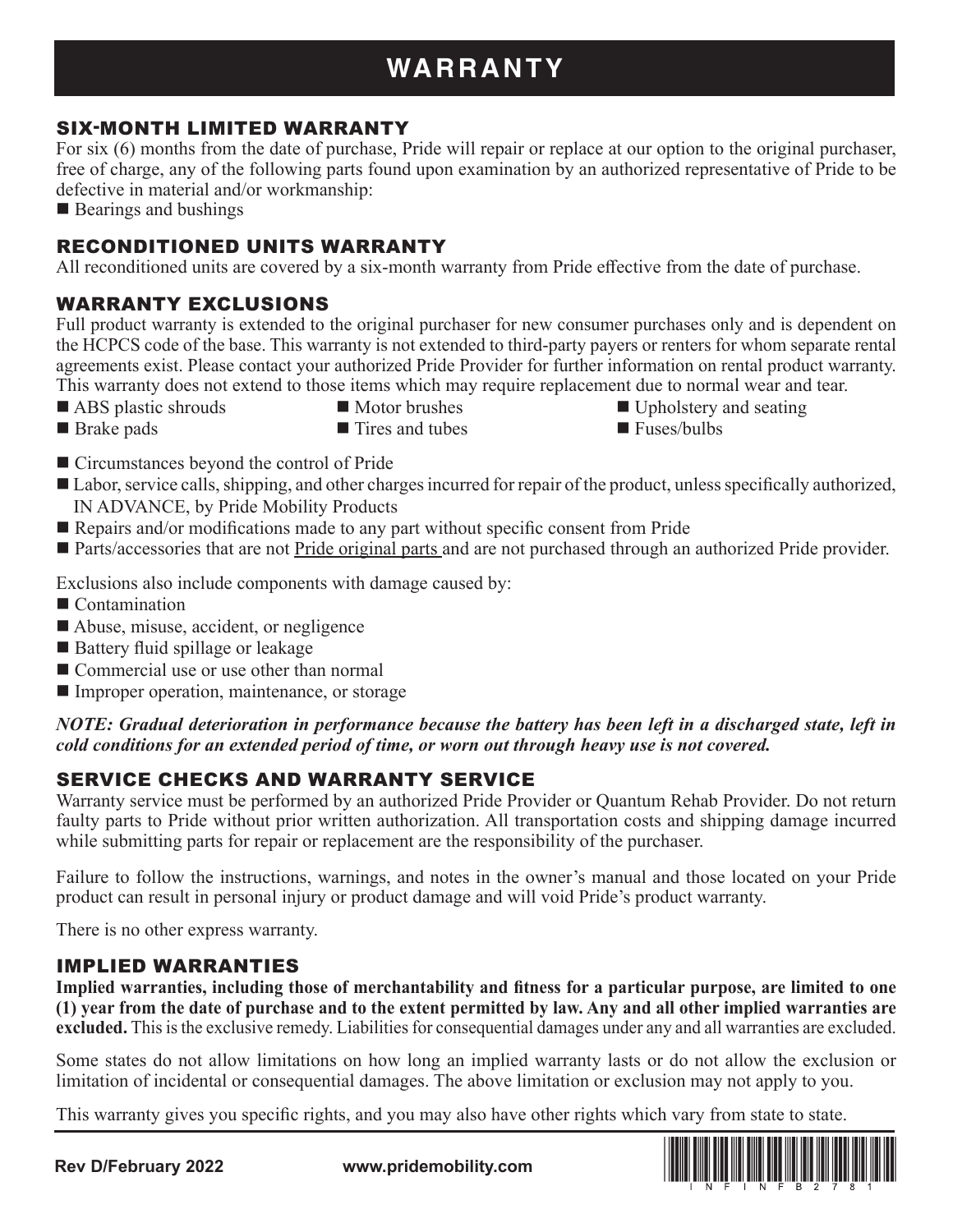# WARRANTY

## SIX-MONTH LIMITED WARRANTY

For six (6) months from the date of purchase, Pride will repair or replace at our option to the original purchaser, free of charge, any of the following parts found upon examination by an authorized representative of Pride to be defective in material and/or workmanship:

- Bearings and bushings

## RECONDITIONED UNITS WARRANTY

All reconditioned units are covered by a six-month warranty from Pride effective from the date of purchase.

## WARRANTY EXCLUSIONS

Full product warranty is extended to the original purchaser for new consumer purchases only and is dependent on the HCPCS code of the base. This warranty is not extended to third-party payers or renters for whom separate rental agreements exist. Please contact your authorized Pride Provider for further information on rental product warranty. This warranty does not extend to those items which may require replacement due to normal wear and tear.

- ABS plastic shrouds
- Brake pads
- Motor brushes
- Tires and tubes
- Upholstery and seating
- Fuses/bulbs

- Circumstances beyond the control of Pride
- Labor, service calls, shipping, and other charges incurred for repair of the product, unless specifically authorized, IN ADVANCE, by Pride Mobility Products
- Repairs and/or modifications made to any part without specific consent from Pride
- Parts/accessories that are not Pride original parts and are not purchased through an authorized Pride provider.

Exclusions also include components with damage caused by:

- Contamination
- Abuse, misuse, accident, or negligence
- Battery fluid spillage or leakage
- Commercial use or use other than normal
- Improper operation, maintenance, or storage

***NOTE: Gradual deterioration in performance because the battery has been left in a discharged state, left in cold conditions for an extended period of time, or worn out through heavy use is not covered.***

## SERVICE CHECKS AND WARRANTY SERVICE

Warranty service must be performed by an authorized Pride Provider or Quantum Rehab Provider. Do not return faulty parts to Pride without prior written authorization. All transportation costs and shipping damage incurred while submitting parts for repair or replacement are the responsibility of the purchaser.

Failure to follow the instructions, warnings, and notes in the owner's manual and those located on your Pride product can result in personal injury or product damage and will void Pride's product warranty.

There is no other express warranty.

## IMPLIED WARRANTIES

**Implied warranties, including those of merchantability and fitness for a particular purpose, are limited to one (1) year from the date of purchase and to the extent permitted by law. Any and all other implied warranties are excluded.** This is the exclusive remedy. Liabilities for consequential damages under any and all warranties are excluded.

Some states do not allow limitations on how long an implied warranty lasts or do not allow the exclusion or limitation of incidental or consequential damages. The above limitation or exclusion may not apply to you.

This warranty gives you specific rights, and you may also have other rights which vary from state to state.

Rev D/February 2022 www.pridemobility.com INFINFB2781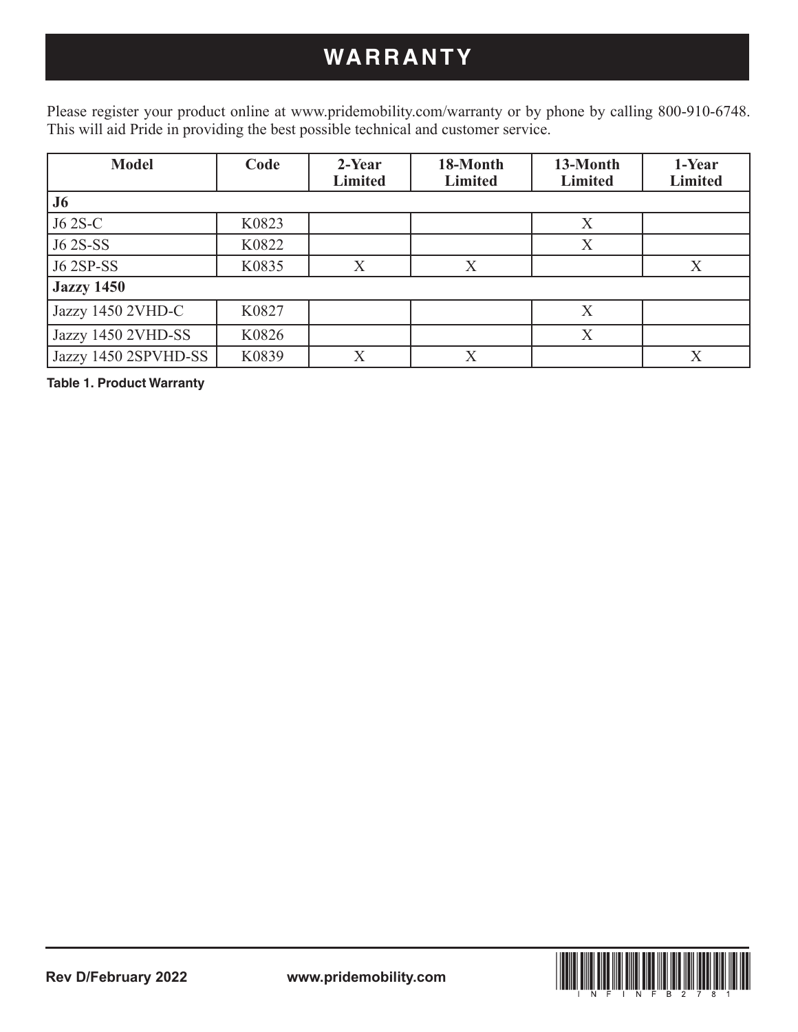# WARRANTY

Please register your product online at www.pridemobility.com/warranty or by phone by calling 800-910-6748. This will aid Pride in providing the best possible technical and customer service.

| Model | Code | 2-Year Limited | 18-Month Limited | 13-Month Limited | 1-Year Limited |
|---|---|---|---|---|---|
| **J6** | | | | | |
| J6 2S-C | K0823 | | | X | |
| J6 2S-SS | K0822 | | | X | |
| J6 2SP-SS | K0835 | X | X | | X |
| **Jazzy 1450** | | | | | |
| Jazzy 1450 2VHD-C | K0827 | | | X | |
| Jazzy 1450 2VHD-SS | K0826 | | | X | |
| Jazzy 1450 2SPVHD-SS | K0839 | X | X | | X |

**Table 1. Product Warranty**

Rev D/February 2022

www.pridemobility.com

INFINFB2781